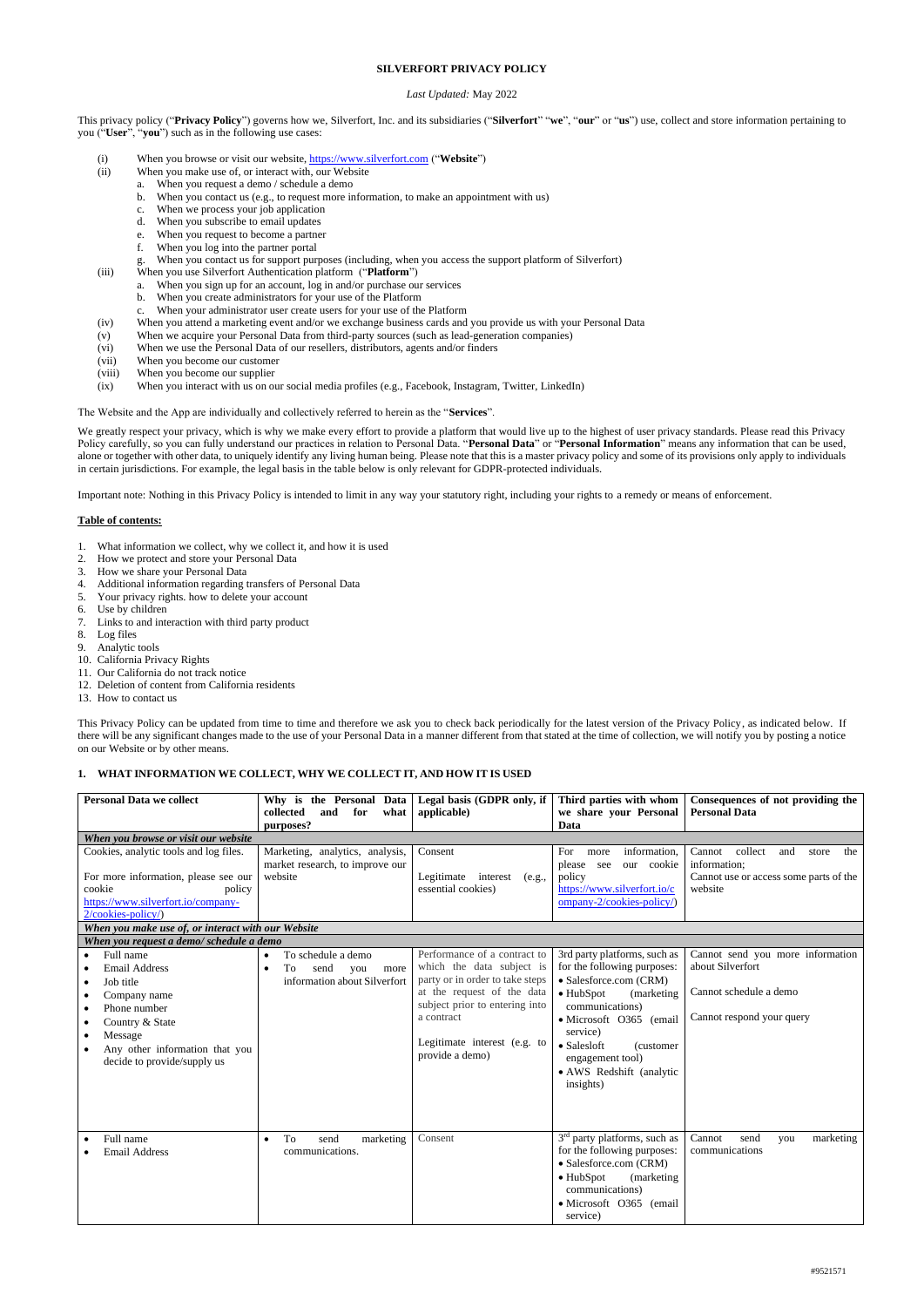# SILVERFORT PRIVACY POLICY

*Last Updated:* May 2022

This privacy policy ("**Privacy Policy**") governs how we, Silverfort, Inc. and its subsidiaries ("**Silverfort**" "**we**", "**our**" or "**us**") use, collect and store information pertaining to you ("**User**", "**you**") such as in the following use cases:

- (i) When you browse or visit our website, https://www.silverfort.com ("**Website**")
- (ii) When you make use of, or interact with, our Website
  - a. When you request a demo / schedule a demo
  - b. When you contact us (e.g., to request more information, to make an appointment with us)
  - c. When we process your job application
  - d. When you subscribe to email updates
  - e. When you request to become a partner
  - f. When you log into the partner portal
  - g. When you contact us for support purposes (including, when you access the support platform of Silverfort)
- (iii) When you use Silverfort Authentication platform ("**Platform**")
  - a. When you sign up for an account, log in and/or purchase our services
  - b. When you create administrators for your use of the Platform
  - c. When your administrator user create users for your use of the Platform
- (iv) When you attend a marketing event and/or we exchange business cards and you provide us with your Personal Data
- (v) When we acquire your Personal Data from third-party sources (such as lead-generation companies)
- (vi) When we use the Personal Data of our resellers, distributors, agents and/or finders
- (vii) When you become our customer
- (viii) When you become our supplier
- (ix) When you interact with us on our social media profiles (e.g., Facebook, Instagram, Twitter, LinkedIn)

The Website and the App are individually and collectively referred to herein as the "**Services**".

We greatly respect your privacy, which is why we make every effort to provide a platform that would live up to the highest of user privacy standards. Please read this Privacy Policy carefully, so you can fully understand our practices in relation to Personal Data. "**Personal Data**" or "**Personal Information**" means any information that can be used, alone or together with other data, to uniquely identify any living human being. Please note that this is a master privacy policy and some of its provisions only apply to individuals in certain jurisdictions. For example, the legal basis in the table below is only relevant for GDPR-protected individuals.

Important note: Nothing in this Privacy Policy is intended to limit in any way your statutory right, including your rights to a remedy or means of enforcement.

**Table of contents:**

1. What information we collect, why we collect it, and how it is used
2. How we protect and store your Personal Data
3. How we share your Personal Data
4. Additional information regarding transfers of Personal Data
5. Your privacy rights. how to delete your account
6. Use by children
7. Links to and interaction with third party product
8. Log files
9. Analytic tools
10. California Privacy Rights
11. Our California do not track notice
12. Deletion of content from California residents
13. How to contact us

This Privacy Policy can be updated from time to time and therefore we ask you to check back periodically for the latest version of the Privacy Policy, as indicated below. If there will be any significant changes made to the use of your Personal Data in a manner different from that stated at the time of collection, we will notify you by posting a notice on our Website or by other means.

## 1. WHAT INFORMATION WE COLLECT, WHY WE COLLECT IT, AND HOW IT IS USED

| Personal Data we collect | Why is the Personal Data collected and for what purposes? | Legal basis (GDPR only, if applicable) | Third parties with whom we share your Personal Data | Consequences of not providing the Personal Data |
|---|---|---|---|---|
| ***When you browse or visit our website*** | | | | |
| Cookies, analytic tools and log files.<br><br>For more information, please see our cookie policy https://www.silverfort.io/company-2/cookies-policy/) | Marketing, analytics, analysis, market research, to improve our website | Consent<br><br>Legitimate interest (e.g., essential cookies) | For more information, please see our cookie policy https://www.silverfort.io/company-2/cookies-policy/) | Cannot collect and store the information;<br>Cannot use or access some parts of the website |
| ***When you make use of, or interact with our Website*** | | | | |
| ***When you request a demo/ schedule a demo*** | | | | |
| • Full name<br>• Email Address<br>• Job title<br>• Company name<br>• Phone number<br>• Country & State<br>• Message<br>• Any other information that you decide to provide/supply us | • To schedule a demo<br>• To send you more information about Silverfort | Performance of a contract to which the data subject is party or in order to take steps at the request of the data subject prior to entering into a contract<br><br>Legitimate interest (e.g. to provide a demo) | 3rd party platforms, such as for the following purposes:<br>• Salesforce.com (CRM)<br>• HubSpot (marketing communications)<br>• Microsoft O365 (email service)<br>• Salesloft (customer engagement tool)<br>• AWS Redshift (analytic insights) | Cannot send you more information about Silverfort<br><br>Cannot schedule a demo<br><br>Cannot respond your query |
| • Full name<br>• Email Address | • To send marketing communications. | Consent | 3rd party platforms, such as for the following purposes:<br>• Salesforce.com (CRM)<br>• HubSpot (marketing communications)<br>• Microsoft O365 (email service) | Cannot send you marketing communications |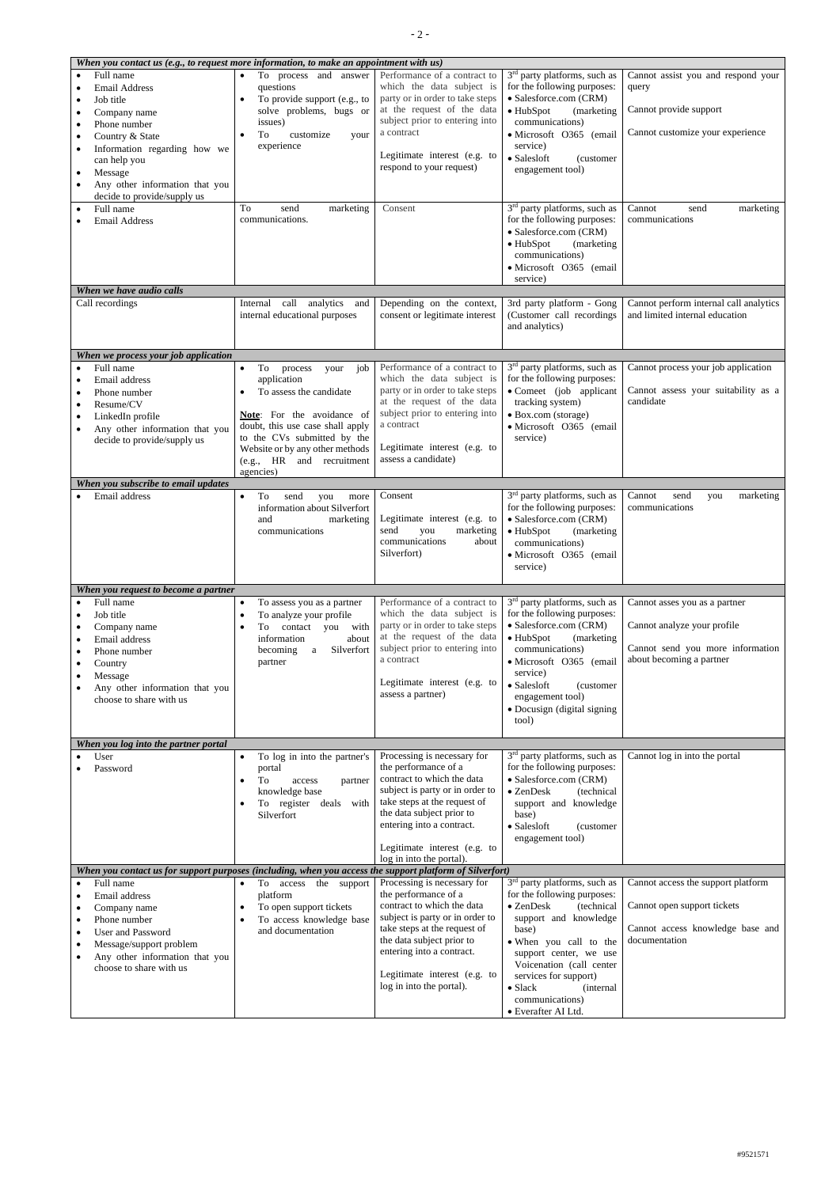| | | | | |
|---|---|---|---|---|
| ***When you contact us (e.g., to request more information, to make an appointment with us)*** | | | | |
| • Full name<br>• Email Address<br>• Job title<br>• Company name<br>• Phone number<br>• Country & State<br>• Information regarding how we can help you<br>• Message<br>• Any other information that you decide to provide/supply us | • To process and answer questions<br>• To provide support (e.g., to solve problems, bugs or issues)<br>• To customize your experience | Performance of a contract to which the data subject is party or in order to take steps at the request of the data subject prior to entering into a contract<br><br>Legitimate interest (e.g. to respond to your request) | 3rd party platforms, such as for the following purposes:<br>• Salesforce.com (CRM)<br>• HubSpot (marketing communications)<br>• Microsoft O365 (email service)<br>• Salesloft (customer engagement tool) | Cannot assist you and respond your query<br><br>Cannot provide support<br><br>Cannot customize your experience |
| • Full name<br>• Email Address | To send marketing communications. | Consent | 3rd party platforms, such as for the following purposes:<br>• Salesforce.com (CRM)<br>• HubSpot (marketing communications)<br>• Microsoft O365 (email service) | Cannot send marketing communications |
| ***When we have audio calls*** | | | | |
| Call recordings | Internal call analytics and internal educational purposes | Depending on the context, consent or legitimate interest | 3rd party platform - Gong (Customer call recordings and analytics) | Cannot perform internal call analytics and limited internal education |
| ***When we process your job application*** | | | | |
| • Full name<br>• Email address<br>• Phone number<br>• Resume/CV<br>• LinkedIn profile<br>• Any other information that you decide to provide/supply us | • To process your job application<br>• To assess the candidate<br><br>__Note__: For the avoidance of doubt, this use case shall apply to the CVs submitted by the Website or by any other methods (e.g., HR and recruitment agencies) | Performance of a contract to which the data subject is party or in order to take steps at the request of the data subject prior to entering into a contract<br><br>Legitimate interest (e.g. to assess a candidate) | 3rd party platforms, such as for the following purposes:<br>• Comeet (job applicant tracking system)<br>• Box.com (storage)<br>• Microsoft O365 (email service) | Cannot process your job application<br><br>Cannot assess your suitability as a candidate |
| ***When you subscribe to email updates*** | | | | |
| • Email address | • To send you more information about Silverfort and marketing communications | Consent<br><br>Legitimate interest (e.g. to send you marketing communications about Silverfort) | 3rd party platforms, such as for the following purposes:<br>• Salesforce.com (CRM)<br>• HubSpot (marketing communications)<br>• Microsoft O365 (email service) | Cannot send you marketing communications |
| ***When you request to become a partner*** | | | | |
| • Full name<br>• Job title<br>• Company name<br>• Email address<br>• Phone number<br>• Country<br>• Message<br>• Any other information that you choose to share with us | • To assess you as a partner<br>• To analyze your profile<br>• To contact you with information about becoming a Silverfort partner | Performance of a contract to which the data subject is party or in order to take steps at the request of the data subject prior to entering into a contract<br><br>Legitimate interest (e.g. to assess a partner) | 3rd party platforms, such as for the following purposes:<br>• Salesforce.com (CRM)<br>• HubSpot (marketing communications)<br>• Microsoft O365 (email service)<br>• Salesloft (customer engagement tool)<br>• Docusign (digital signing tool) | Cannot asses you as a partner<br><br>Cannot analyze your profile<br><br>Cannot send you more information about becoming a partner |
| ***When you log into the partner portal*** | | | | |
| • User<br>• Password | • To log in into the partner's portal<br>• To access partner knowledge base<br>• To register deals with Silverfort | Processing is necessary for the performance of a contract to which the data subject is party or in order to take steps at the request of the data subject prior to entering into a contract.<br><br>Legitimate interest (e.g. to log in into the portal). | 3rd party platforms, such as for the following purposes:<br>• Salesforce.com (CRM)<br>• ZenDesk (technical support and knowledge base)<br>• Salesloft (customer engagement tool) | Cannot log in into the portal |
| ***When you contact us for support purposes (including, when you access the support platform of Silverfort)*** | | | | |
| • Full name<br>• Email address<br>• Company name<br>• Phone number<br>• User and Password<br>• Message/support problem<br>• Any other information that you choose to share with us | • To access the support platform<br>• To open support tickets<br>• To access knowledge base and documentation | Processing is necessary for the performance of a contract to which the data subject is party or in order to take steps at the request of the data subject prior to entering into a contract.<br><br>Legitimate interest (e.g. to log in into the portal). | 3rd party platforms, such as for the following purposes:<br>• ZenDesk (technical support and knowledge base)<br>• When you call to the support center, we use Voicenation (call center services for support)<br>• Slack (internal communications)<br>• Everafter AI Ltd. | Cannot access the support platform<br><br>Cannot open support tickets<br><br>Cannot access knowledge base and documentation |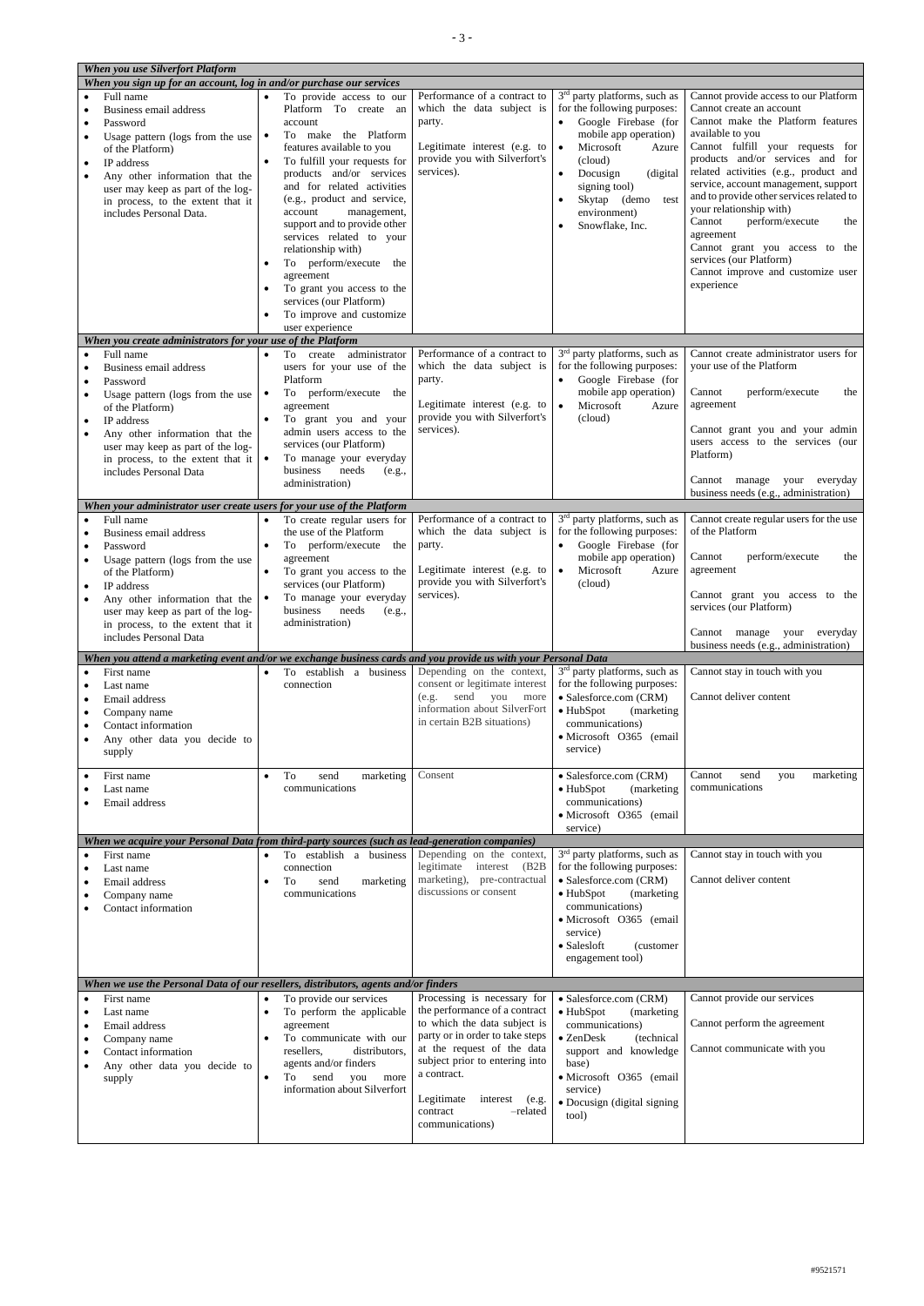| *When you use Silverfort Platform* | | | | |
|---|---|---|---|---|
| ***When you sign up for an account, log in and/or purchase our services*** | | | | |
| • Full name<br>• Business email address<br>• Password<br>• Usage pattern (logs from the use of the Platform)<br>• IP address<br>• Any other information that the user may keep as part of the log-in process, to the extent that it includes Personal Data. | • To provide access to our Platform To create an account<br>• To make the Platform features available to you<br>• To fulfill your requests for products and/or services and for related activities (e.g., product and service, account management, support and to provide other services related to your relationship with)<br>• To perform/execute the agreement<br>• To grant you access to the services (our Platform)<br>• To improve and customize user experience | Performance of a contract to which the data subject is party.<br><br>Legitimate interest (e.g. to provide you with Silverfort's services). | 3rd party platforms, such as for the following purposes:<br>• Google Firebase (for mobile app operation)<br>• Microsoft Azure (cloud)<br>• Docusign (digital signing tool)<br>• Skytap (demo test environment)<br>• Snowflake, Inc. | Cannot provide access to our Platform<br>Cannot create an account<br>Cannot make the Platform features available to you<br>Cannot fulfill your requests for products and/or services and for related activities (e.g., product and service, account management, support and to provide other services related to your relationship with)<br>Cannot perform/execute the agreement<br>Cannot grant you access to the services (our Platform)<br>Cannot improve and customize user experience |
| ***When you create administrators for your use of the Platform*** | | | | |
| • Full name<br>• Business email address<br>• Password<br>• Usage pattern (logs from the use of the Platform)<br>• IP address<br>• Any other information that the user may keep as part of the log-in process, to the extent that it includes Personal Data | • To create administrator users for your use of the Platform<br>• To perform/execute the agreement<br>• To grant you and your admin users access to the services (our Platform)<br>• To manage your everyday business needs (e.g., administration) | Performance of a contract to which the data subject is party.<br><br>Legitimate interest (e.g. to provide you with Silverfort's services). | 3rd party platforms, such as for the following purposes:<br>• Google Firebase (for mobile app operation)<br>• Microsoft Azure (cloud) | Cannot create administrator users for your use of the Platform<br><br>Cannot perform/execute the agreement<br><br>Cannot grant you and your admin users access to the services (our Platform)<br><br>Cannot manage your everyday business needs (e.g., administration) |
| ***When your administrator user create users for your use of the Platform*** | | | | |
| • Full name<br>• Business email address<br>• Password<br>• Usage pattern (logs from the use of the Platform)<br>• IP address<br>• Any other information that the user may keep as part of the log-in process, to the extent that it includes Personal Data | • To create regular users for the use of the Platform<br>• To perform/execute the agreement<br>• To grant you access to the services (our Platform)<br>• To manage your everyday business needs (e.g., administration) | Performance of a contract to which the data subject is party.<br><br>Legitimate interest (e.g. to provide you with Silverfort's services). | 3rd party platforms, such as for the following purposes:<br>• Google Firebase (for mobile app operation)<br>• Microsoft Azure (cloud) | Cannot create regular users for the use of the Platform<br><br>Cannot perform/execute the agreement<br><br>Cannot grant you access to the services (our Platform)<br><br>Cannot manage your everyday business needs (e.g., administration) |
| ***When you attend a marketing event and/or we exchange business cards and you provide us with your Personal Data*** | | | | |
| • First name<br>• Last name<br>• Email address<br>• Company name<br>• Contact information<br>• Any other data you decide to supply | • To establish a business connection | Depending on the context, consent or legitimate interest (e.g. send you more information about SilverFort in certain B2B situations) | 3rd party platforms, such as for the following purposes:<br>• Salesforce.com (CRM)<br>• HubSpot (marketing communications)<br>• Microsoft O365 (email service) | Cannot stay in touch with you<br><br>Cannot deliver content |
| • First name<br>• Last name<br>• Email address | • To send marketing communications | Consent | • Salesforce.com (CRM)<br>• HubSpot (marketing communications)<br>• Microsoft O365 (email service) | Cannot send you marketing communications |
| ***When we acquire your Personal Data from third-party sources (such as lead-generation companies)*** | | | | |
| • First name<br>• Last name<br>• Email address<br>• Company name<br>• Contact information | • To establish a business connection<br>• To send marketing communications | Depending on the context, legitimate interest (B2B marketing), pre-contractual discussions or consent | 3rd party platforms, such as for the following purposes:<br>• Salesforce.com (CRM)<br>• HubSpot (marketing communications)<br>• Microsoft O365 (email service)<br>• Salesloft (customer engagement tool) | Cannot stay in touch with you<br><br>Cannot deliver content |
| ***When we use the Personal Data of our resellers, distributors, agents and/or finders*** | | | | |
| • First name<br>• Last name<br>• Email address<br>• Company name<br>• Contact information<br>• Any other data you decide to supply | • To provide our services<br>• To perform the applicable agreement<br>• To communicate with our resellers, distributors, agents and/or finders<br>• To send you more information about Silverfort | Processing is necessary for the performance of a contract to which the data subject is party or in order to take steps at the request of the data subject prior to entering into a contract.<br><br>Legitimate interest (e.g. contract –related communications) | • Salesforce.com (CRM)<br>• HubSpot (marketing communications)<br>• ZenDesk (technical support and knowledge base)<br>• Microsoft O365 (email service)<br>• Docusign (digital signing tool) | Cannot provide our services<br><br>Cannot perform the agreement<br><br>Cannot communicate with you |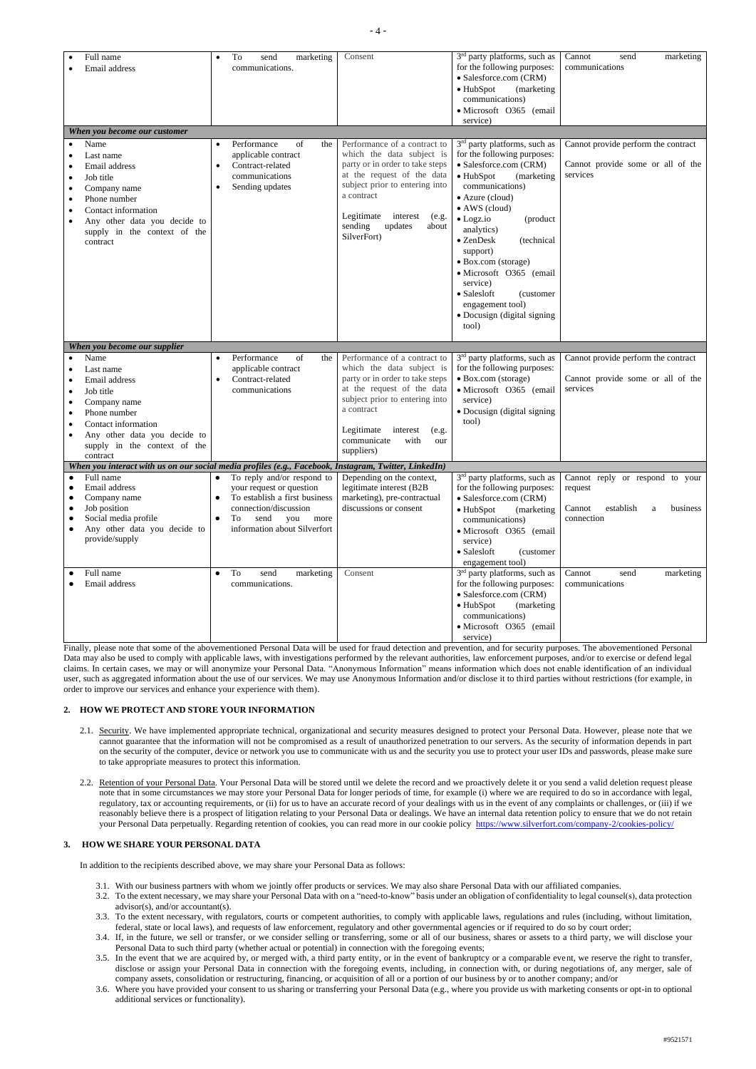| | | | | |
|---|---|---|---|---|
| • Full name<br>• Email address | • To send marketing communications. | Consent | 3rd party platforms, such as for the following purposes:<br>• Salesforce.com (CRM)<br>• HubSpot (marketing communications)<br>• Microsoft O365 (email service) | Cannot send marketing communications |
| ***When you become our customer*** | | | | |
| • Name<br>• Last name<br>• Email address<br>• Job title<br>• Company name<br>• Phone number<br>• Contact information<br>• Any other data you decide to supply in the context of the contract | • Performance of the applicable contract<br>• Contract-related communications<br>• Sending updates | Performance of a contract to which the data subject is party or in order to take steps at the request of the data subject prior to entering into a contract<br><br>Legitimate interest (e.g. sending updates about SilverFort) | 3rd party platforms, such as for the following purposes:<br>• Salesforce.com (CRM)<br>• HubSpot (marketing communications)<br>• Azure (cloud)<br>• AWS (cloud)<br>• Logz.io (product analytics)<br>• ZenDesk (technical support)<br>• Box.com (storage)<br>• Microsoft O365 (email service)<br>• Salesloft (customer engagement tool)<br>• Docusign (digital signing tool) | Cannot provide perform the contract<br><br>Cannot provide some or all of the services |
| ***When you become our supplier*** | | | | |
| • Name<br>• Last name<br>• Email address<br>• Job title<br>• Company name<br>• Phone number<br>• Contact information<br>• Any other data you decide to supply in the context of the contract | • Performance of the applicable contract<br>• Contract-related communications | Performance of a contract to which the data subject is party or in order to take steps at the request of the data subject prior to entering into a contract<br><br>Legitimate interest (e.g. communicate with our suppliers) | 3rd party platforms, such as for the following purposes:<br>• Box.com (storage)<br>• Microsoft O365 (email service)<br>• Docusign (digital signing tool) | Cannot provide perform the contract<br><br>Cannot provide some or all of the services |
| ***When you interact with us on our social media profiles (e.g., Facebook, Instagram, Twitter, LinkedIn)*** | | | | |
| • Full name<br>• Email address<br>• Company name<br>• Job position<br>• Social media profile<br>• Any other data you decide to provide/supply | • To reply and/or respond to your request or question<br>• To establish a first business connection/discussion<br>• To send you more information about Silverfort | Depending on the context, legitimate interest (B2B marketing), pre-contractual discussions or consent | 3rd party platforms, such as for the following purposes:<br>• Salesforce.com (CRM)<br>• HubSpot (marketing communications)<br>• Microsoft O365 (email service)<br>• Salesloft (customer engagement tool) | Cannot reply or respond to your request<br><br>Cannot establish a business connection |
| • Full name<br>• Email address | • To send marketing communications. | Consent | 3rd party platforms, such as for the following purposes:<br>• Salesforce.com (CRM)<br>• HubSpot (marketing communications)<br>• Microsoft O365 (email service) | Cannot send marketing communications |

Finally, please note that some of the abovementioned Personal Data will be used for fraud detection and prevention, and for security purposes. The abovementioned Personal Data may also be used to comply with applicable laws, with investigations performed by the relevant authorities, law enforcement purposes, and/or to exercise or defend legal claims. In certain cases, we may or will anonymize your Personal Data. "Anonymous Information" means information which does not enable identification of an individual user, such as aggregated information about the use of our services. We may use Anonymous Information and/or disclose it to third parties without restrictions (for example, in order to improve our services and enhance your experience with them).

## 2. HOW WE PROTECT AND STORE YOUR INFORMATION

2.1. Security. We have implemented appropriate technical, organizational and security measures designed to protect your Personal Data. However, please note that we cannot guarantee that the information will not be compromised as a result of unauthorized penetration to our servers. As the security of information depends in part on the security of the computer, device or network you use to communicate with us and the security you use to protect your user IDs and passwords, please make sure to take appropriate measures to protect this information.

2.2. Retention of your Personal Data. Your Personal Data will be stored until we delete the record and we proactively delete it or you send a valid deletion request please note that in some circumstances we may store your Personal Data for longer periods of time, for example (i) where we are required to do so in accordance with legal, regulatory, tax or accounting requirements, or (ii) for us to have an accurate record of your dealings with us in the event of any complaints or challenges, or (iii) if we reasonably believe there is a prospect of litigation relating to your Personal Data or dealings. We have an internal data retention policy to ensure that we do not retain your Personal Data perpetually. Regarding retention of cookies, you can read more in our cookie policy https://www.silverfort.com/company-2/cookies-policy/

## 3. HOW WE SHARE YOUR PERSONAL DATA

In addition to the recipients described above, we may share your Personal Data as follows:

3.1. With our business partners with whom we jointly offer products or services. We may also share Personal Data with our affiliated companies.

3.2. To the extent necessary, we may share your Personal Data with on a "need-to-know" basis under an obligation of confidentiality to legal counsel(s), data protection advisor(s), and/or accountant(s).

3.3. To the extent necessary, with regulators, courts or competent authorities, to comply with applicable laws, regulations and rules (including, without limitation, federal, state or local laws), and requests of law enforcement, regulatory and other governmental agencies or if required to do so by court order;

3.4. If, in the future, we sell or transfer, or we consider selling or transferring, some or all of our business, shares or assets to a third party, we will disclose your Personal Data to such third party (whether actual or potential) in connection with the foregoing events;

3.5. In the event that we are acquired by, or merged with, a third party entity, or in the event of bankruptcy or a comparable event, we reserve the right to transfer, disclose or assign your Personal Data in connection with the foregoing events, including, in connection with, or during negotiations of, any merger, sale of company assets, consolidation or restructuring, financing, or acquisition of all or a portion of our business by or to another company; and/or

3.6. Where you have provided your consent to us sharing or transferring your Personal Data (e.g., where you provide us with marketing consents or opt-in to optional additional services or functionality).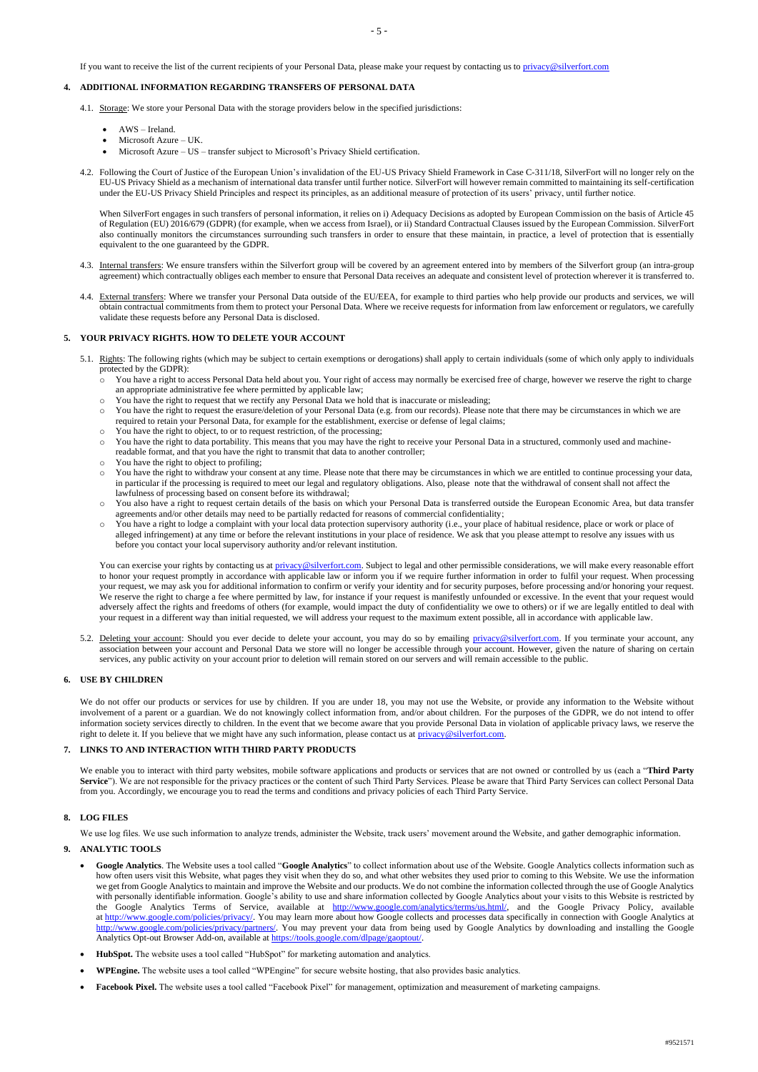If you want to receive the list of the current recipients of your Personal Data, please make your request by contacting us to privacy@silverfort.com

## 4. ADDITIONAL INFORMATION REGARDING TRANSFERS OF PERSONAL DATA

4.1. Storage: We store your Personal Data with the storage providers below in the specified jurisdictions:

- AWS – Ireland.
- Microsoft Azure – UK.
- Microsoft Azure – US – transfer subject to Microsoft's Privacy Shield certification.

4.2. Following the Court of Justice of the European Union's invalidation of the EU-US Privacy Shield Framework in Case C-311/18, SilverFort will no longer rely on the EU-US Privacy Shield as a mechanism of international data transfer until further notice. SilverFort will however remain committed to maintaining its self-certification under the EU-US Privacy Shield Principles and respect its principles, as an additional measure of protection of its users' privacy, until further notice.

When SilverFort engages in such transfers of personal information, it relies on i) Adequacy Decisions as adopted by European Commission on the basis of Article 45 of Regulation (EU) 2016/679 (GDPR) (for example, when we access from Israel), or ii) Standard Contractual Clauses issued by the European Commission. SilverFort also continually monitors the circumstances surrounding such transfers in order to ensure that these maintain, in practice, a level of protection that is essentially equivalent to the one guaranteed by the GDPR.

4.3. Internal transfers: We ensure transfers within the Silverfort group will be covered by an agreement entered into by members of the Silverfort group (an intra-group agreement) which contractually obliges each member to ensure that Personal Data receives an adequate and consistent level of protection wherever it is transferred to.

4.4. External transfers: Where we transfer your Personal Data outside of the EU/EEA, for example to third parties who help provide our products and services, we will obtain contractual commitments from them to protect your Personal Data. Where we receive requests for information from law enforcement or regulators, we carefully validate these requests before any Personal Data is disclosed.

## 5. YOUR PRIVACY RIGHTS. HOW TO DELETE YOUR ACCOUNT

5.1. Rights: The following rights (which may be subject to certain exemptions or derogations) shall apply to certain individuals (some of which only apply to individuals protected by the GDPR):

- You have a right to access Personal Data held about you. Your right of access may normally be exercised free of charge, however we reserve the right to charge an appropriate administrative fee where permitted by applicable law;
- You have the right to request that we rectify any Personal Data we hold that is inaccurate or misleading;
- You have the right to request the erasure/deletion of your Personal Data (e.g. from our records). Please note that there may be circumstances in which we are required to retain your Personal Data, for example for the establishment, exercise or defense of legal claims;
- You have the right to object, to or to request restriction, of the processing;
- You have the right to data portability. This means that you may have the right to receive your Personal Data in a structured, commonly used and machine-readable format, and that you have the right to transmit that data to another controller;
- You have the right to object to profiling;
- You have the right to withdraw your consent at any time. Please note that there may be circumstances in which we are entitled to continue processing your data, in particular if the processing is required to meet our legal and regulatory obligations. Also, please note that the withdrawal of consent shall not affect the lawfulness of processing based on consent before its withdrawal;
- You also have a right to request certain details of the basis on which your Personal Data is transferred outside the European Economic Area, but data transfer agreements and/or other details may need to be partially redacted for reasons of commercial confidentiality;
- You have a right to lodge a complaint with your local data protection supervisory authority (i.e., your place of habitual residence, place or work or place of alleged infringement) at any time or before the relevant institutions in your place of residence. We ask that you please attempt to resolve any issues with us before you contact your local supervisory authority and/or relevant institution.

You can exercise your rights by contacting us at privacy@silverfort.com. Subject to legal and other permissible considerations, we will make every reasonable effort to honor your request promptly in accordance with applicable law or inform you if we require further information in order to fulfil your request. When processing your request, we may ask you for additional information to confirm or verify your identity and for security purposes, before processing and/or honoring your request. We reserve the right to charge a fee where permitted by law, for instance if your request is manifestly unfounded or excessive. In the event that your request would adversely affect the rights and freedoms of others (for example, would impact the duty of confidentiality we owe to others) or if we are legally entitled to deal with your request in a different way than initial requested, we will address your request to the maximum extent possible, all in accordance with applicable law.

5.2. Deleting your account: Should you ever decide to delete your account, you may do so by emailing privacy@silverfort.com. If you terminate your account, any association between your account and Personal Data we store will no longer be accessible through your account. However, given the nature of sharing on certain services, any public activity on your account prior to deletion will remain stored on our servers and will remain accessible to the public.

## 6. USE BY CHILDREN

We do not offer our products or services for use by children. If you are under 18, you may not use the Website, or provide any information to the Website without involvement of a parent or a guardian. We do not knowingly collect information from, and/or about children. For the purposes of the GDPR, we do not intend to offer information society services directly to children. In the event that we become aware that you provide Personal Data in violation of applicable privacy laws, we reserve the right to delete it. If you believe that we might have any such information, please contact us at privacy@silverfort.com.

## 7. LINKS TO AND INTERACTION WITH THIRD PARTY PRODUCTS

We enable you to interact with third party websites, mobile software applications and products or services that are not owned or controlled by us (each a "**Third Party Service**"). We are not responsible for the privacy practices or the content of such Third Party Services. Please be aware that Third Party Services can collect Personal Data from you. Accordingly, we encourage you to read the terms and conditions and privacy policies of each Third Party Service.

## 8. LOG FILES

We use log files. We use such information to analyze trends, administer the Website, track users' movement around the Website, and gather demographic information.

## 9. ANALYTIC TOOLS

- **Google Analytics**. The Website uses a tool called "**Google Analytics**" to collect information about use of the Website. Google Analytics collects information such as how often users visit this Website, what pages they visit when they do so, and what other websites they used prior to coming to this Website. We use the information we get from Google Analytics to maintain and improve the Website and our products. We do not combine the information collected through the use of Google Analytics with personally identifiable information. Google's ability to use and share information collected by Google Analytics about your visits to this Website is restricted by the Google Analytics Terms of Service, available at http://www.google.com/analytics/terms/us.html/, and the Google Privacy Policy, available at http://www.google.com/policies/privacy/. You may learn more about how Google collects and processes data specifically in connection with Google Analytics at http://www.google.com/policies/privacy/partners/. You may prevent your data from being used by Google Analytics by downloading and installing the Google Analytics Opt-out Browser Add-on, available at https://tools.google.com/dlpage/gaoptout/.
- **HubSpot.** The website uses a tool called "HubSpot" for marketing automation and analytics.
- **WPEngine.** The website uses a tool called "WPEngine" for secure website hosting, that also provides basic analytics.
- **Facebook Pixel.** The website uses a tool called "Facebook Pixel" for management, optimization and measurement of marketing campaigns.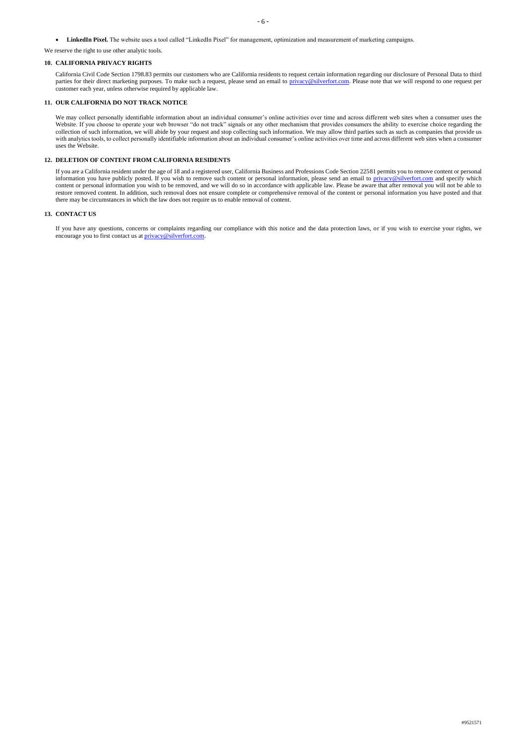- **LinkedIn Pixel.** The website uses a tool called "LinkedIn Pixel" for management, optimization and measurement of marketing campaigns.

We reserve the right to use other analytic tools.

## 10. CALIFORNIA PRIVACY RIGHTS

California Civil Code Section 1798.83 permits our customers who are California residents to request certain information regarding our disclosure of Personal Data to third parties for their direct marketing purposes. To make such a request, please send an email to privacy@silverfort.com. Please note that we will respond to one request per customer each year, unless otherwise required by applicable law.

## 11. OUR CALIFORNIA DO NOT TRACK NOTICE

We may collect personally identifiable information about an individual consumer's online activities over time and across different web sites when a consumer uses the Website. If you choose to operate your web browser "do not track" signals or any other mechanism that provides consumers the ability to exercise choice regarding the collection of such information, we will abide by your request and stop collecting such information. We may allow third parties such as such as companies that provide us with analytics tools, to collect personally identifiable information about an individual consumer's online activities over time and across different web sites when a consumer uses the Website.

## 12. DELETION OF CONTENT FROM CALIFORNIA RESIDENTS

If you are a California resident under the age of 18 and a registered user, California Business and Professions Code Section 22581 permits you to remove content or personal information you have publicly posted. If you wish to remove such content or personal information, please send an email to privacy@silverfort.com and specify which content or personal information you wish to be removed, and we will do so in accordance with applicable law. Please be aware that after removal you will not be able to restore removed content. In addition, such removal does not ensure complete or comprehensive removal of the content or personal information you have posted and that there may be circumstances in which the law does not require us to enable removal of content.

## 13. CONTACT US

If you have any questions, concerns or complaints regarding our compliance with this notice and the data protection laws, or if you wish to exercise your rights, we encourage you to first contact us at privacy@silverfort.com.